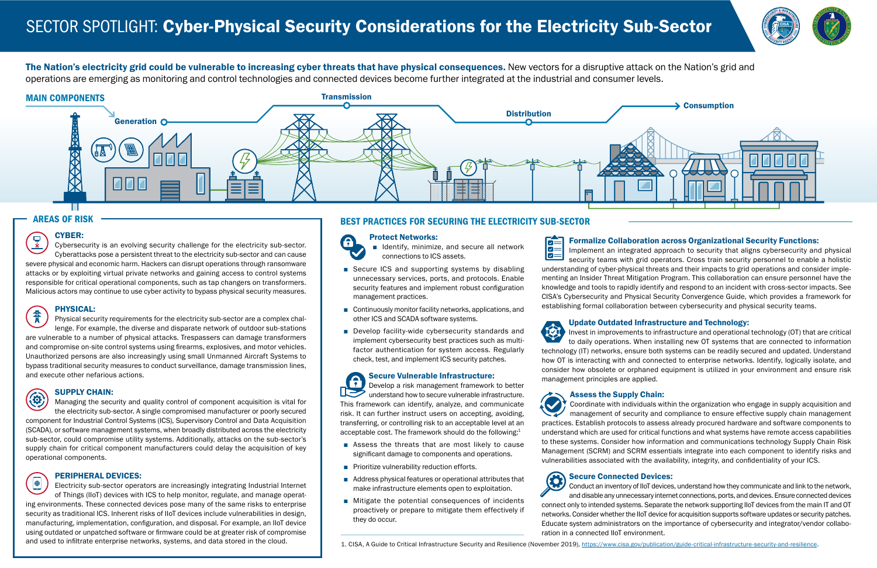# SECTOR SPOTLIGHT: Cyber-Physical Security Considerations for the Electricity Sub-Sector

**The Nation's electricity grid could be vulnerable to increasing cyber threats that have physical consequences.** New vectors for a disruptive attack on the Nation's grid and operations are emerging as monitoring and control technologies and connected devices become further integrated at the industrial and consumer levels.

## MAIN COMPONENTS

Generation → Transmission → Distribution → Consumption

## AREAS OF RISK

### CYBER:

Cybersecurity is an evolving security challenge for the electricity sub-sector. Cyberattacks pose a persistent threat to the electricity sub-sector and can cause severe physical and economic harm. Hackers can disrupt operations through ransomware attacks or by exploiting virtual private networks and gaining access to control systems responsible for critical operational components, such as tap changers on transformers. Malicious actors may continue to use cyber activity to bypass physical security measures.

### PHYSICAL:

Physical security requirements for the electricity sub-sector are a complex challenge. For example, the diverse and disparate network of outdoor sub-stations are vulnerable to a number of physical attacks. Trespassers can damage transformers and compromise on-site control systems using firearms, explosives, and motor vehicles. Unauthorized persons are also increasingly using small Unmanned Aircraft Systems to bypass traditional security measures to conduct surveillance, damage transmission lines, and execute other nefarious actions.

### SUPPLY CHAIN:

Managing the security and quality control of component acquisition is vital for the electricity sub-sector. A single compromised manufacturer or poorly secured component for Industrial Control Systems (ICS), Supervisory Control and Data Acquisition (SCADA), or software management systems, when broadly distributed across the electricity sub-sector, could compromise utility systems. Additionally, attacks on the sub-sector's supply chain for critical component manufacturers could delay the acquisition of key operational components.

### PERIPHERAL DEVICES:

Electricity sub-sector operators are increasingly integrating Industrial Internet of Things (IIoT) devices with ICS to help monitor, regulate, and manage operating environments. These connected devices pose many of the same risks to enterprise security as traditional ICS. Inherent risks of IIoT devices include vulnerabilities in design, manufacturing, implementation, configuration, and disposal. For example, an IIoT device using outdated or unpatched software or firmware could be at greater risk of compromise and used to infiltrate enterprise networks, systems, and data stored in the cloud.

## BEST PRACTICES FOR SECURING THE ELECTRICITY SUB-SECTOR

### Protect Networks:

- Identify, minimize, and secure all network connections to ICS assets.
- Secure ICS and supporting systems by disabling unnecessary services, ports, and protocols. Enable security features and implement robust configuration management practices.
- Continuously monitor facility networks, applications, and other ICS and SCADA software systems.
- Develop facility-wide cybersecurity standards and implement cybersecurity best practices such as multi-factor authentication for system access. Regularly check, test, and implement ICS security patches.

### Secure Vulnerable Infrastructure:

Develop a risk management framework to better understand how to secure vulnerable infrastructure. This framework can identify, analyze, and communicate risk. It can further instruct users on accepting, avoiding, transferring, or controlling risk to an acceptable level at an acceptable cost. The framework should do the following:[1]

- Assess the threats that are most likely to cause significant damage to components and operations.
- Prioritize vulnerability reduction efforts.
- Address physical features or operational attributes that make infrastructure elements open to exploitation.
- Mitigate the potential consequences of incidents proactively or prepare to mitigate them effectively if they do occur.

### Formalize Collaboration across Organizational Security Functions:

Implement an integrated approach to security that aligns cybersecurity and physical security teams with grid operators. Cross train security personnel to enable a holistic understanding of cyber-physical threats and their impacts to grid operations and consider implementing an Insider Threat Mitigation Program. This collaboration can ensure personnel have the knowledge and tools to rapidly identify and respond to an incident with cross-sector impacts. See CISA's Cybersecurity and Physical Security Convergence Guide, which provides a framework for establishing formal collaboration between cybersecurity and physical security teams.

### Update Outdated Infrastructure and Technology:

Invest in improvements to infrastructure and operational technology (OT) that are critical to daily operations. When installing new OT systems that are connected to information technology (IT) networks, ensure both systems can be readily secured and updated. Understand how OT is interacting with and connected to enterprise networks. Identify, logically isolate, and consider how obsolete or orphaned equipment is utilized in your environment and ensure risk management principles are applied.

### Assess the Supply Chain:

Coordinate with individuals within the organization who engage in supply acquisition and management of security and compliance to ensure effective supply chain management practices. Establish protocols to assess already procured hardware and software components to understand which are used for critical functions and what systems have remote access capabilities to these systems. Consider how information and communications technology Supply Chain Risk Management (SCRM) and SCRM essentials integrate into each component to identify risks and vulnerabilities associated with the availability, integrity, and confidentiality of your ICS.

### Secure Connected Devices:

Conduct an inventory of IIoT devices, understand how they communicate and link to the network, and disable any unnecessary internet connections, ports, and devices. Ensure connected devices connect only to intended systems. Separate the network supporting IIoT devices from the main IT and OT networks. Consider whether the IIoT device for acquisition supports software updates or security patches. Educate system administrators on the importance of cybersecurity and integrator/vendor collaboration in a connected IIoT environment.

1. CISA, A Guide to Critical Infrastructure Security and Resilience (November 2019), https://www.cisa.gov/publication/guide-critical-infrastructure-security-and-resilience.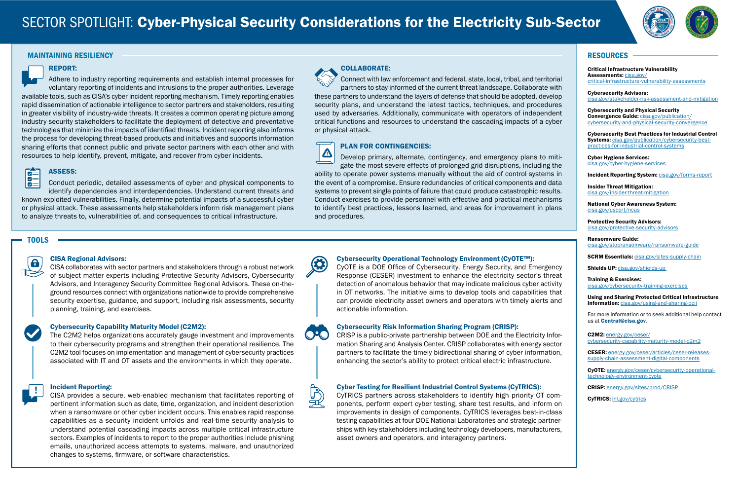# SECTOR SPOTLIGHT: **Cyber-Physical Security Considerations for the Electricity Sub-Sector**

## MAINTAINING RESILIENCY

### REPORT:

Adhere to industry reporting requirements and establish internal processes for voluntary reporting of incidents and intrusions to the proper authorities. Leverage available tools, such as CISA's cyber incident reporting mechanism. Timely reporting enables rapid dissemination of actionable intelligence to sector partners and stakeholders, resulting in greater visibility of industry-wide threats. It creates a common operating picture among industry security stakeholders to facilitate the deployment of detective and preventative technologies that minimize the impacts of identified threats. Incident reporting also informs the process for developing threat-based products and initiatives and supports information sharing efforts that connect public and private sector partners with each other and with resources to help identify, prevent, mitigate, and recover from cyber incidents.

### ASSESS:

Conduct periodic, detailed assessments of cyber and physical components to identify dependencies and interdependencies. Understand current threats and known exploited vulnerabilities. Finally, determine potential impacts of a successful cyber or physical attack. These assessments help stakeholders inform risk management plans to analyze threats to, vulnerabilities of, and consequences to critical infrastructure.

### COLLABORATE:

Connect with law enforcement and federal, state, local, tribal, and territorial partners to stay informed of the current threat landscape. Collaborate with these partners to understand the layers of defense that should be adopted, develop security plans, and understand the latest tactics, techniques, and procedures used by adversaries. Additionally, communicate with operators of independent critical functions and resources to understand the cascading impacts of a cyber or physical attack.

### PLAN FOR CONTINGENCIES:

Develop primary, alternate, contingency, and emergency plans to mitigate the most severe effects of prolonged grid disruptions, including the ability to operate power systems manually without the aid of control systems in the event of a compromise. Ensure redundancies of critical components and data systems to prevent single points of failure that could produce catastrophic results. Conduct exercises to provide personnel with effective and practical mechanisms to identify best practices, lessons learned, and areas for improvement in plans and procedures.

## TOOLS

### CISA Regional Advisors:

CISA collaborates with sector partners and stakeholders through a robust network of subject matter experts including Protective Security Advisors, Cybersecurity Advisors, and Interagency Security Committee Regional Advisors. These on-the-ground resources connect with organizations nationwide to provide comprehensive security expertise, guidance, and support, including risk assessments, security planning, training, and exercises.

### Cybersecurity Capability Maturity Model (C2M2):

The C2M2 helps organizations accurately gauge investment and improvements to their cybersecurity programs and strengthen their operational resilience. The C2M2 tool focuses on implementation and management of cybersecurity practices associated with IT and OT assets and the environments in which they operate.

### Incident Reporting:

CISA provides a secure, web-enabled mechanism that facilitates reporting of pertinent information such as date, time, organization, and incident description when a ransomware or other cyber incident occurs. This enables rapid response capabilities as a security incident unfolds and real-time security analysis to understand potential cascading impacts across multiple critical infrastructure sectors. Examples of incidents to report to the proper authorities include phishing emails, unauthorized access attempts to systems, malware, and unauthorized changes to systems, firmware, or software characteristics.

### Cybersecurity Operational Technology Environment (CyOTE™):

CyOTE is a DOE Office of Cybersecurity, Energy Security, and Emergency Response (CESER) investment to enhance the electricity sector's threat detection of anomalous behavior that may indicate malicious cyber activity in OT networks. The initiative aims to develop tools and capabilities that can provide electricity asset owners and operators with timely alerts and actionable information.

### Cybersecurity Risk Information Sharing Program (CRISP):

CRISP is a public-private partnership between DOE and the Electricity Information Sharing and Analysis Center. CRISP collaborates with energy sector partners to facilitate the timely bidirectional sharing of cyber information, enhancing the sector's ability to protect critical electric infrastructure.

### Cyber Testing for Resilient Industrial Control Systems (CyTRICS):

CyTRICS partners across stakeholders to identify high priority OT components, perform expert cyber testing, share test results, and inform on improvements in design of components. CyTRICS leverages best-in-class testing capabilities at four DOE National Laboratories and strategic partnerships with key stakeholders including technology developers, manufacturers, asset owners and operators, and interagency partners.

## RESOURCES

**Critical Infrastructure Vulnerability Assessments:** cisa.gov/critical-infrastructure-vulnerability-assessments

**Cybersecurity Advisors:** cisa.gov/stakeholder-risk-assessment-and-mitigation

**Cybersecurity and Physical Security Convergence Guide:** cisa.gov/publication/cybersecurity-and-physical-security-convergence

**Cybersecurity Best Practices for Industrial Control Systems:** cisa.gov/publication/cybersecurity-best-practices-for-industrial-control-systems

**Cyber Hygiene Services:** cisa.gov/cyber-hygiene-services

**Incident Reporting System:** cisa.gov/forms-report

**Insider Threat Mitigation:** cisa.gov/insider-threat-mitigation

**National Cyber Awareness System:** cisa.gov/uscert/ncas

**Protective Security Advisors:** cisa.gov/protective-security-advisors

**Ransomware Guide:** cisa.gov/stopransomware/ransomware-guide

**SCRM Essentials:** cisa.gov/sites-supply-chain

**Shields UP:** cisa.gov/shields-up

**Training & Exercises:** cisa.gov/cybersecurity-training-exercises

**Using and Sharing Protected Critical Infrastructure Information:** cisa.gov/using-and-sharing-pcii

For more information or to seek additional help contact us at **Central@cisa.gov**.

**C2M2:** energy.gov/ceser/cybersecurity-capability-maturity-model-c2m2

**CESER:** energy.gov/ceser/articles/ceser-releases-supply-chain-assessment-digital-components

**CyOTE:** energy.gov/ceser/cybersecurity-operational-technology-environment-cyote

**CRISP:** energy.gov/sites/prod/CRISP

**CyTRICS:** inl.gov/cytrics